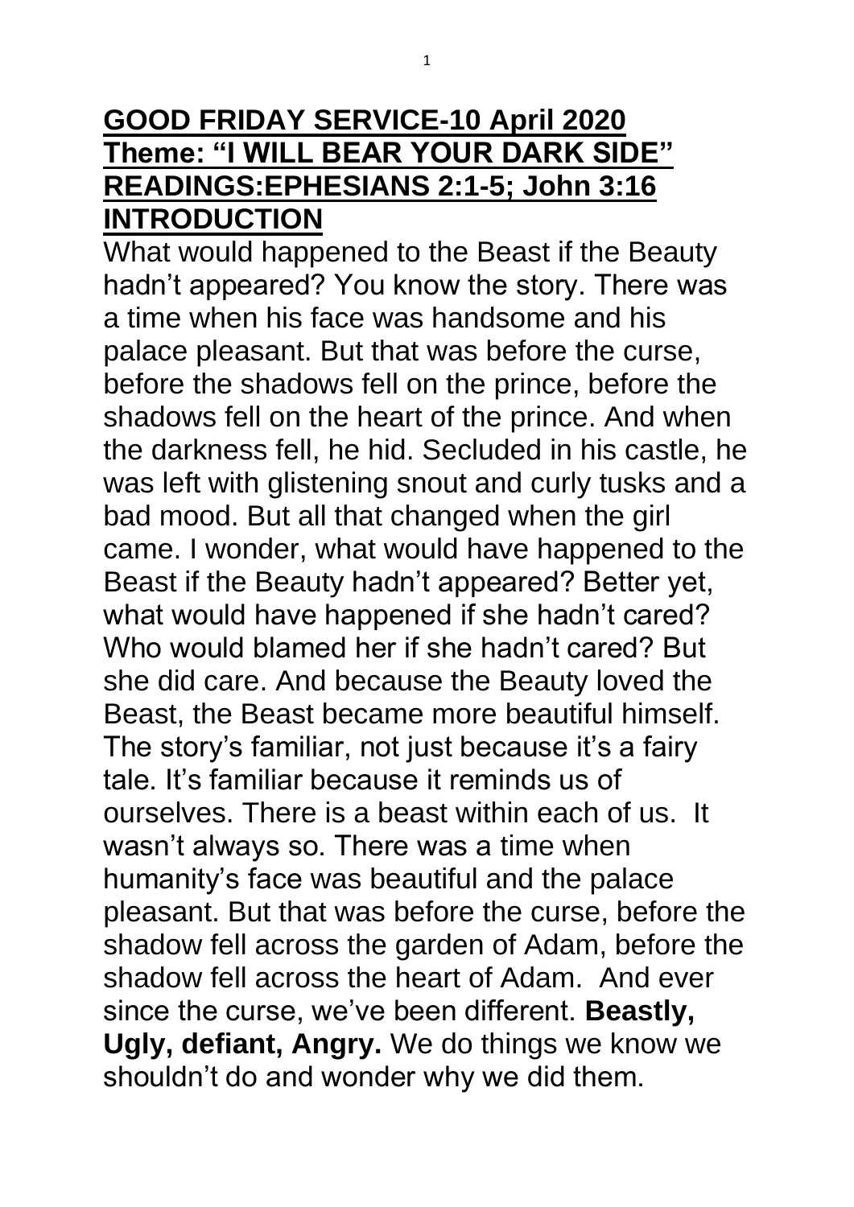# GOOD FRIDAY SERVICE-10 April 2020

## Theme: "I WILL BEAR YOUR DARK SIDE"

## READINGS:EPHESIANS 2:1-5; John 3:16

## INTRODUCTION

What would happened to the Beast if the Beauty hadn't appeared? You know the story. There was a time when his face was handsome and his palace pleasant. But that was before the curse, before the shadows fell on the prince, before the shadows fell on the heart of the prince. And when the darkness fell, he hid. Secluded in his castle, he was left with glistening snout and curly tusks and a bad mood. But all that changed when the girl came. I wonder, what would have happened to the Beast if the Beauty hadn't appeared? Better yet, what would have happened if she hadn't cared? Who would blamed her if she hadn't cared? But she did care. And because the Beauty loved the Beast, the Beast became more beautiful himself. The story's familiar, not just because it's a fairy tale. It's familiar because it reminds us of ourselves. There is a beast within each of us. It wasn't always so. There was a time when humanity's face was beautiful and the palace pleasant. But that was before the curse, before the shadow fell across the garden of Adam, before the shadow fell across the heart of Adam. And ever since the curse, we've been different. **Beastly, Ugly, defiant, Angry.** We do things we know we shouldn't do and wonder why we did them.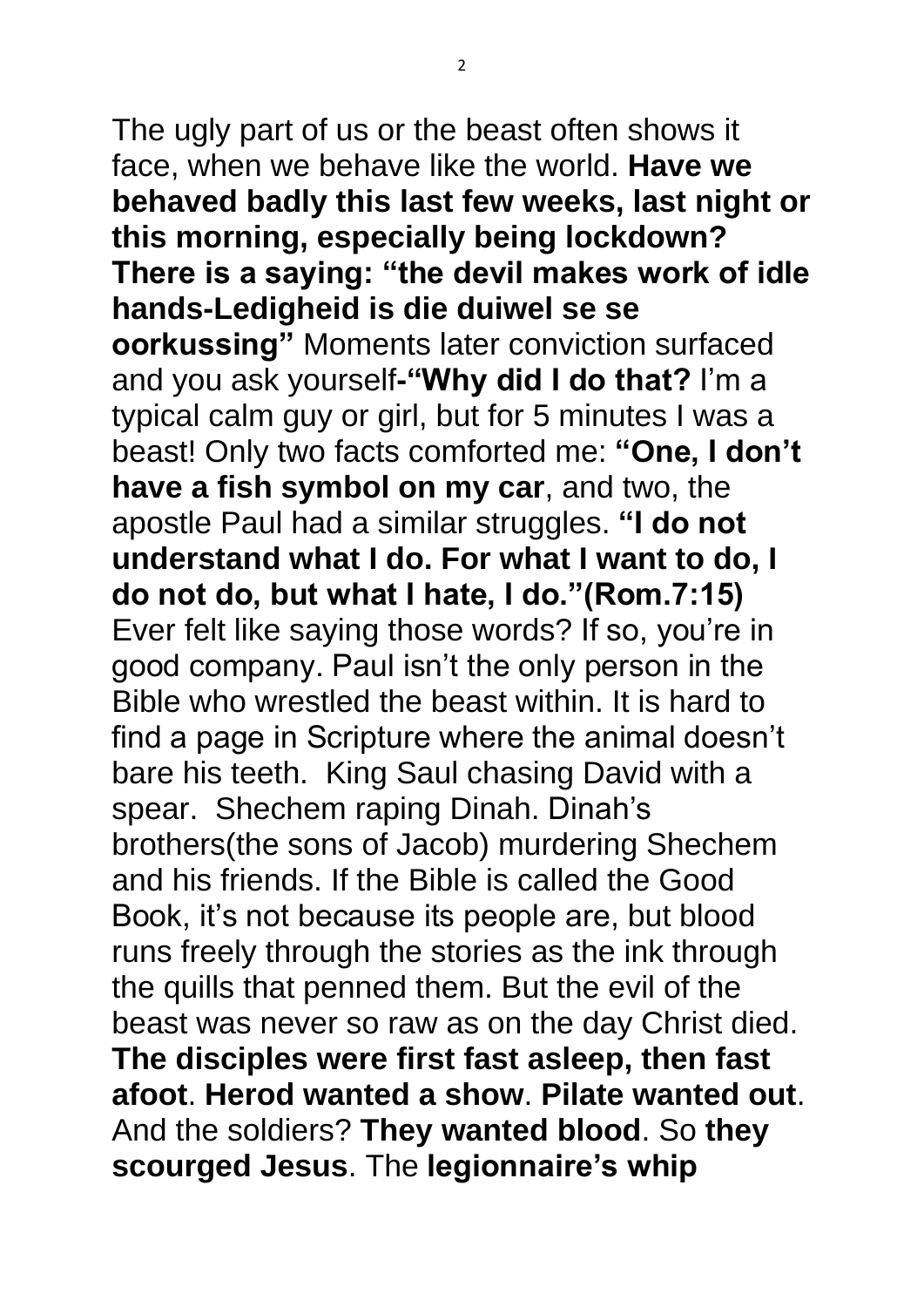The ugly part of us or the beast often shows it face, when we behave like the world. **Have we behaved badly this last few weeks, last night or this morning, especially being lockdown? There is a saying: "the devil makes work of idle hands-Ledigheid is die duiwel se se oorkussing"** Moments later conviction surfaced and you ask yourself**-"Why did I do that?** I'm a typical calm guy or girl, but for 5 minutes I was a beast! Only two facts comforted me: **"One, I don't have a fish symbol on my car**, and two, the apostle Paul had a similar struggles. **"I do not understand what I do. For what I want to do, I do not do, but what I hate, I do."(Rom.7:15)** Ever felt like saying those words? If so, you're in good company. Paul isn't the only person in the Bible who wrestled the beast within. It is hard to find a page in Scripture where the animal doesn't bare his teeth. King Saul chasing David with a spear. Shechem raping Dinah. Dinah's brothers(the sons of Jacob) murdering Shechem and his friends. If the Bible is called the Good Book, it's not because its people are, but blood runs freely through the stories as the ink through the quills that penned them. But the evil of the beast was never so raw as on the day Christ died. **The disciples were first fast asleep, then fast afoot**. **Herod wanted a show**. **Pilate wanted out**. And the soldiers? **They wanted blood**. So **they scourged Jesus**. The **legionnaire's whip**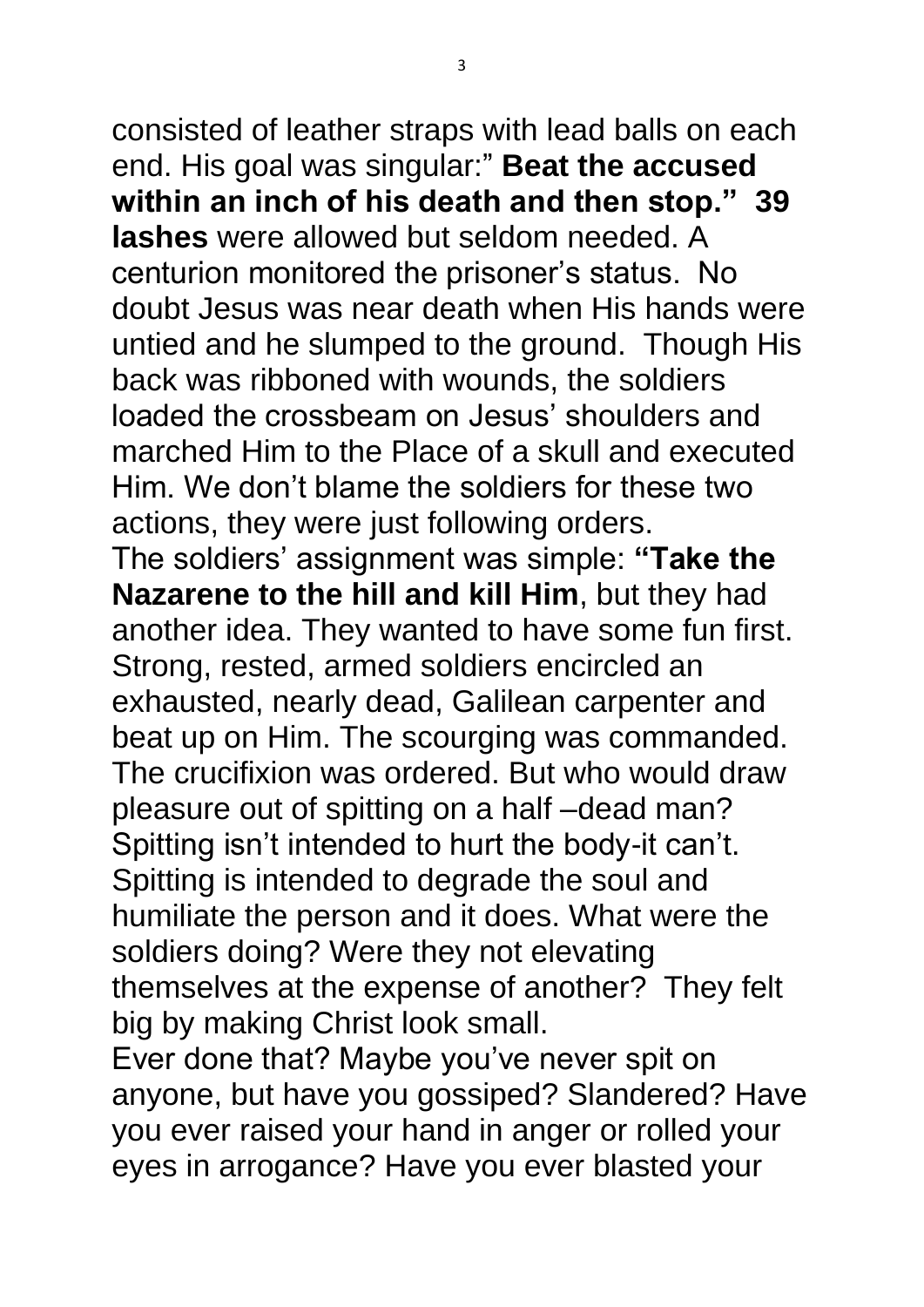consisted of leather straps with lead balls on each end. His goal was singular:" **Beat the accused within an inch of his death and then stop." 39 lashes** were allowed but seldom needed. A centurion monitored the prisoner's status. No doubt Jesus was near death when His hands were untied and he slumped to the ground. Though His back was ribboned with wounds, the soldiers loaded the crossbeam on Jesus' shoulders and marched Him to the Place of a skull and executed Him. We don't blame the soldiers for these two actions, they were just following orders.

The soldiers' assignment was simple: **"Take the Nazarene to the hill and kill Him**, but they had another idea. They wanted to have some fun first. Strong, rested, armed soldiers encircled an exhausted, nearly dead, Galilean carpenter and beat up on Him. The scourging was commanded. The crucifixion was ordered. But who would draw pleasure out of spitting on a half –dead man? Spitting isn't intended to hurt the body-it can't. Spitting is intended to degrade the soul and humiliate the person and it does. What were the soldiers doing? Were they not elevating themselves at the expense of another? They felt big by making Christ look small.

Ever done that? Maybe you've never spit on anyone, but have you gossiped? Slandered? Have you ever raised your hand in anger or rolled your eyes in arrogance? Have you ever blasted your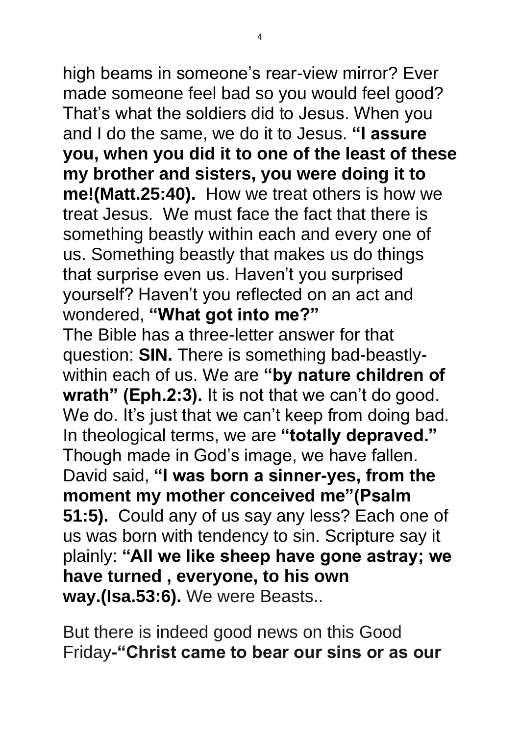high beams in someone's rear-view mirror? Ever made someone feel bad so you would feel good? That's what the soldiers did to Jesus. When you and I do the same, we do it to Jesus. **"I assure you, when you did it to one of the least of these my brother and sisters, you were doing it to me!(Matt.25:40).** How we treat others is how we treat Jesus. We must face the fact that there is something beastly within each and every one of us. Something beastly that makes us do things that surprise even us. Haven't you surprised yourself? Haven't you reflected on an act and wondered, **"What got into me?"**

The Bible has a three-letter answer for that question: **SIN.** There is something bad-beastly-within each of us. We are **"by nature children of wrath" (Eph.2:3).** It is not that we can't do good. We do. It's just that we can't keep from doing bad. In theological terms, we are **"totally depraved."** Though made in God's image, we have fallen. David said, **"I was born a sinner-yes, from the moment my mother conceived me"(Psalm 51:5).** Could any of us say any less? Each one of us was born with tendency to sin. Scripture say it plainly: **"All we like sheep have gone astray; we have turned , everyone, to his own way.(Isa.53:6).** We were Beasts..

But there is indeed good news on this Good Friday**-"Christ came to bear our sins or as our**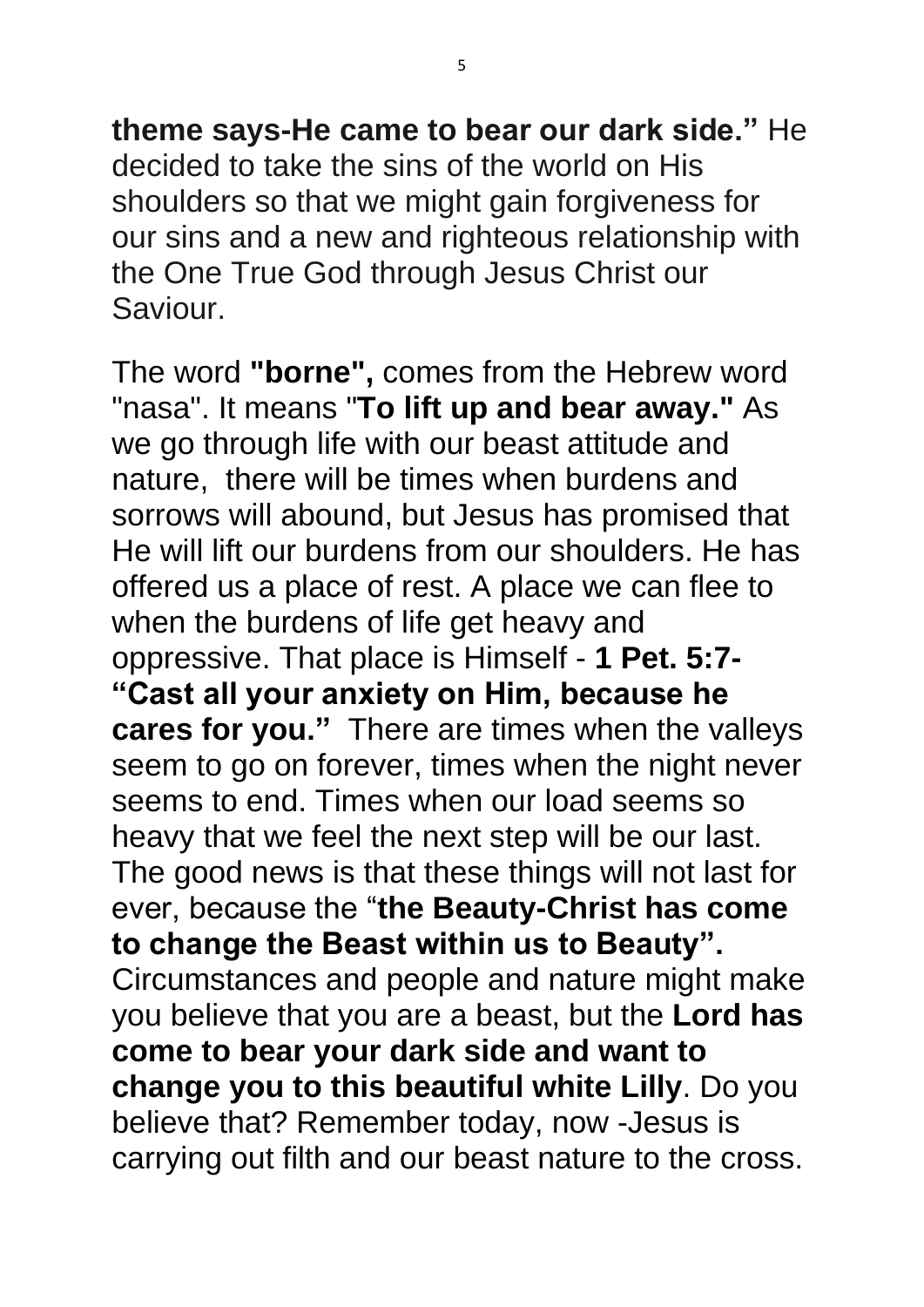**theme says-He came to bear our dark side."** He decided to take the sins of the world on His shoulders so that we might gain forgiveness for our sins and a new and righteous relationship with the One True God through Jesus Christ our Saviour.

The word **"borne",** comes from the Hebrew word "nasa". It means "**To lift up and bear away."** As we go through life with our beast attitude and nature, there will be times when burdens and sorrows will abound, but Jesus has promised that He will lift our burdens from our shoulders. He has offered us a place of rest. A place we can flee to when the burdens of life get heavy and oppressive. That place is Himself - **1 Pet. 5:7- "Cast all your anxiety on Him, because he cares for you."** There are times when the valleys seem to go on forever, times when the night never seems to end. Times when our load seems so heavy that we feel the next step will be our last. The good news is that these things will not last for ever, because the "**the Beauty-Christ has come to change the Beast within us to Beauty".** Circumstances and people and nature might make you believe that you are a beast, but the **Lord has come to bear your dark side and want to change you to this beautiful white Lilly**. Do you believe that? Remember today, now -Jesus is carrying out filth and our beast nature to the cross.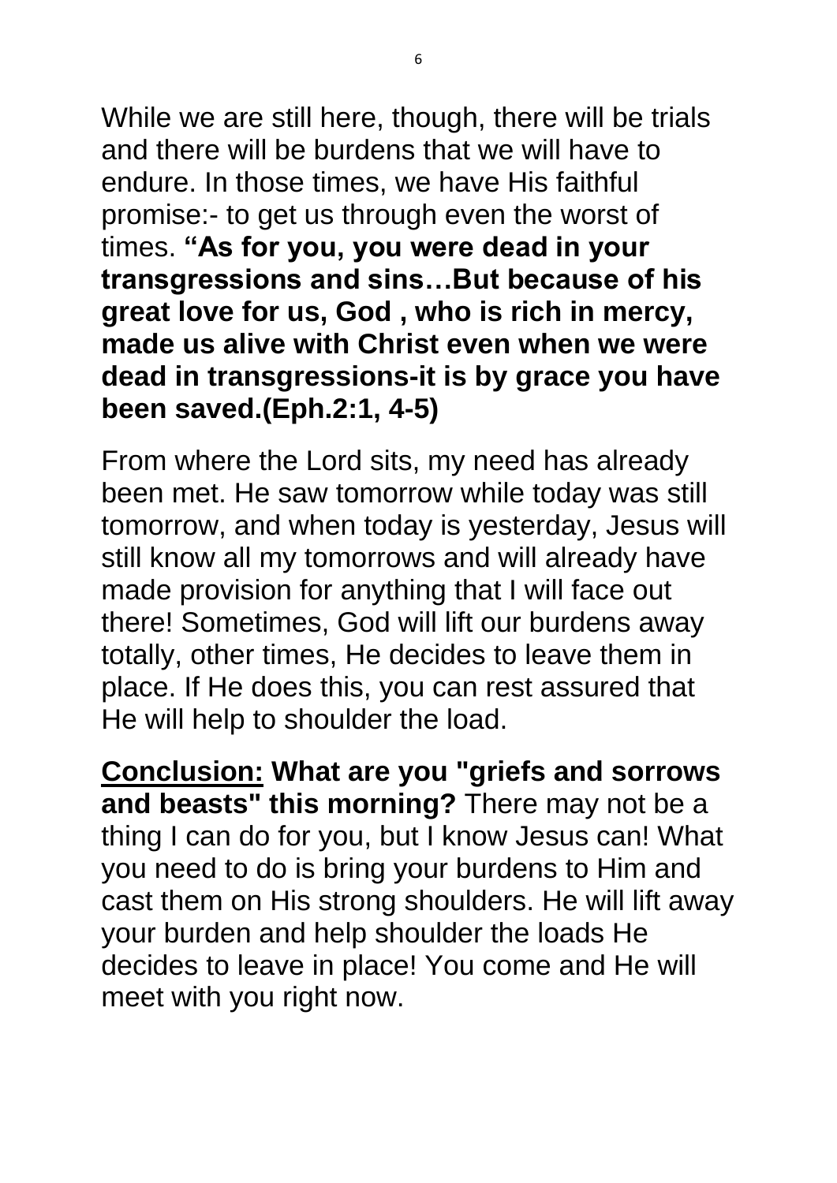While we are still here, though, there will be trials and there will be burdens that we will have to endure. In those times, we have His faithful promise:- to get us through even the worst of times. **"As for you, you were dead in your transgressions and sins…But because of his great love for us, God , who is rich in mercy, made us alive with Christ even when we were dead in transgressions-it is by grace you have been saved.(Eph.2:1, 4-5)**

From where the Lord sits, my need has already been met. He saw tomorrow while today was still tomorrow, and when today is yesterday, Jesus will still know all my tomorrows and will already have made provision for anything that I will face out there! Sometimes, God will lift our burdens away totally, other times, He decides to leave them in place. If He does this, you can rest assured that He will help to shoulder the load.

<u>**Conclusion:**</u> **What are you "griefs and sorrows and beasts" this morning?** There may not be a thing I can do for you, but I know Jesus can! What you need to do is bring your burdens to Him and cast them on His strong shoulders. He will lift away your burden and help shoulder the loads He decides to leave in place! You come and He will meet with you right now.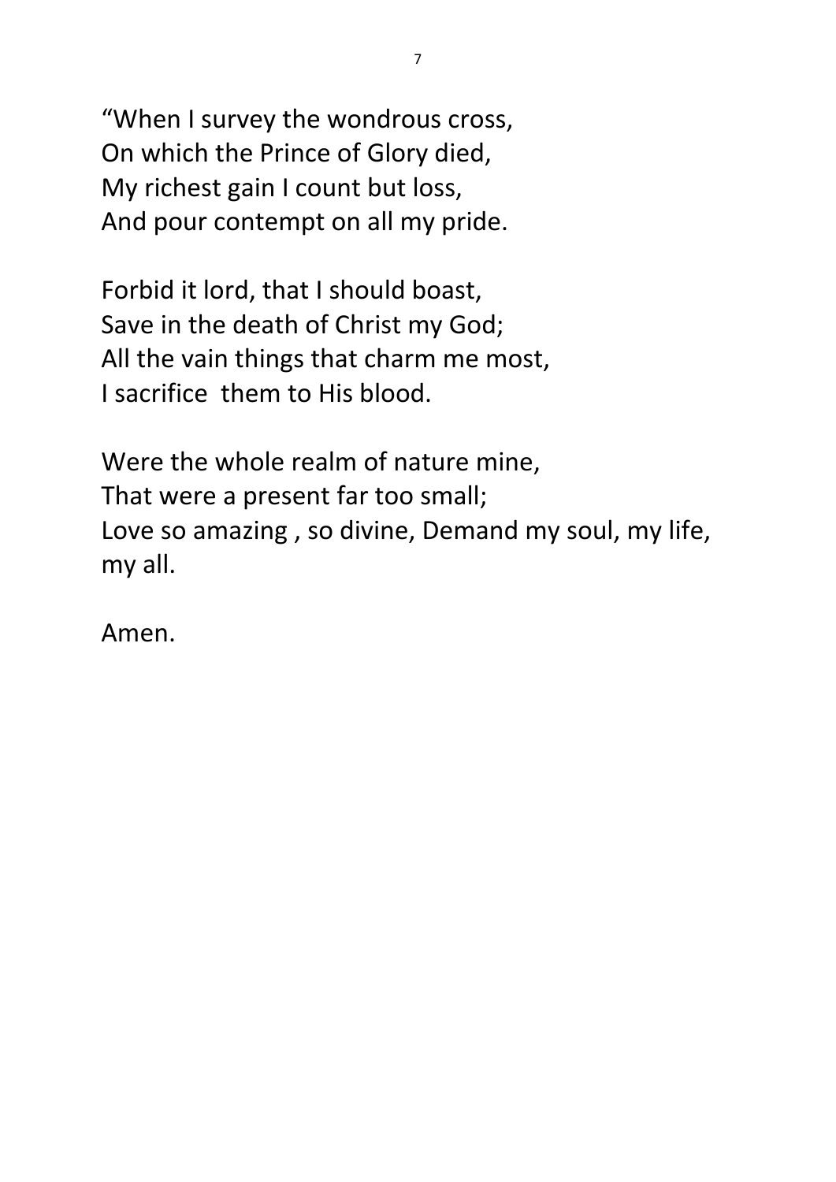“When I survey the wondrous cross,
On which the Prince of Glory died,
My richest gain I count but loss,
And pour contempt on all my pride.

Forbid it lord, that I should boast,
Save in the death of Christ my God;
All the vain things that charm me most,
I sacrifice  them to His blood.

Were the whole realm of nature mine,
That were a present far too small;
Love so amazing , so divine, Demand my soul, my life, my all.

Amen.